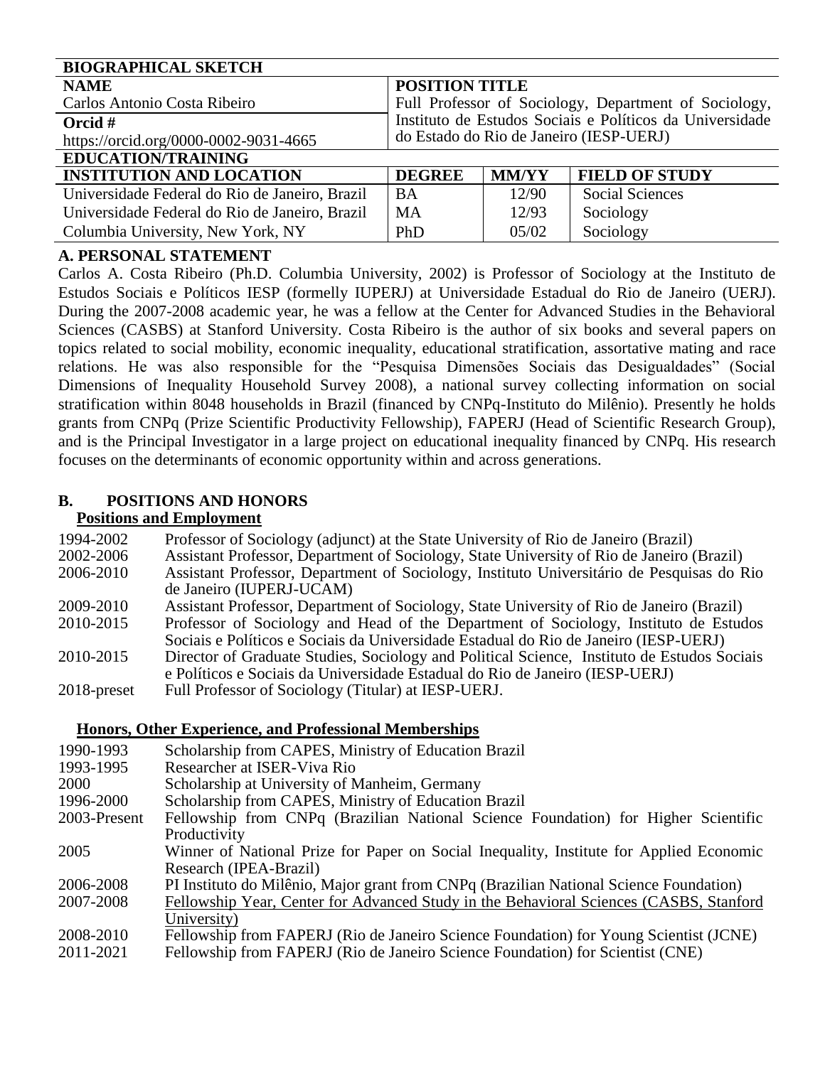## BIOGRAPHICAL SKETCH

| NAME | POSITION TITLE |
|---|---|
| Carlos Antonio Costa Ribeiro | Full Professor of Sociology, Department of Sociology, Instituto de Estudos Sociais e Políticos da Universidade do Estado do Rio de Janeiro (IESP-UERJ) |
| **Orcid #** | |
| https://orcid.org/0000-0002-9031-4665 | |

**EDUCATION/TRAINING**

| INSTITUTION AND LOCATION | DEGREE | MM/YY | FIELD OF STUDY |
|---|---|---|---|
| Universidade Federal do Rio de Janeiro, Brazil | BA | 12/90 | Social Sciences |
| Universidade Federal do Rio de Janeiro, Brazil | MA | 12/93 | Sociology |
| Columbia University, New York, NY | PhD | 05/02 | Sociology |

### A. PERSONAL STATEMENT

Carlos A. Costa Ribeiro (Ph.D. Columbia University, 2002) is Professor of Sociology at the Instituto de Estudos Sociais e Políticos IESP (formelly IUPERJ) at Universidade Estadual do Rio de Janeiro (UERJ). During the 2007-2008 academic year, he was a fellow at the Center for Advanced Studies in the Behavioral Sciences (CASBS) at Stanford University. Costa Ribeiro is the author of six books and several papers on topics related to social mobility, economic inequality, educational stratification, assortative mating and race relations. He was also responsible for the "Pesquisa Dimensões Sociais das Desigualdades" (Social Dimensions of Inequality Household Survey 2008), a national survey collecting information on social stratification within 8048 households in Brazil (financed by CNPq-Instituto do Milênio). Presently he holds grants from CNPq (Prize Scientific Productivity Fellowship), FAPERJ (Head of Scientific Research Group), and is the Principal Investigator in a large project on educational inequality financed by CNPq. His research focuses on the determinants of economic opportunity within and across generations.

### B. POSITIONS AND HONORS

**Positions and Employment**

| | |
|---|---|
| 1994-2002 | Professor of Sociology (adjunct) at the State University of Rio de Janeiro (Brazil) |
| 2002-2006 | Assistant Professor, Department of Sociology, State University of Rio de Janeiro (Brazil) |
| 2006-2010 | Assistant Professor, Department of Sociology, Instituto Universitário de Pesquisas do Rio de Janeiro (IUPERJ-UCAM) |
| 2009-2010 | Assistant Professor, Department of Sociology, State University of Rio de Janeiro (Brazil) |
| 2010-2015 | Professor of Sociology and Head of the Department of Sociology, Instituto de Estudos Sociais e Políticos e Sociais da Universidade Estadual do Rio de Janeiro (IESP-UERJ) |
| 2010-2015 | Director of Graduate Studies, Sociology and Political Science, Instituto de Estudos Sociais e Políticos e Sociais da Universidade Estadual do Rio de Janeiro (IESP-UERJ) |
| 2018-preset | Full Professor of Sociology (Titular) at IESP-UERJ. |

**Honors, Other Experience, and Professional Memberships**

| | |
|---|---|
| 1990-1993 | Scholarship from CAPES, Ministry of Education Brazil |
| 1993-1995 | Researcher at ISER-Viva Rio |
| 2000 | Scholarship at University of Manheim, Germany |
| 1996-2000 | Scholarship from CAPES, Ministry of Education Brazil |
| 2003-Present | Fellowship from CNPq (Brazilian National Science Foundation) for Higher Scientific Productivity |
| 2005 | Winner of National Prize for Paper on Social Inequality, Institute for Applied Economic Research (IPEA-Brazil) |
| 2006-2008 | PI Instituto do Milênio, Major grant from CNPq (Brazilian National Science Foundation) |
| 2007-2008 | Fellowship Year, Center for Advanced Study in the Behavioral Sciences (CASBS, Stanford University) |
| 2008-2010 | Fellowship from FAPERJ (Rio de Janeiro Science Foundation) for Young Scientist (JCNE) |
| 2011-2021 | Fellowship from FAPERJ (Rio de Janeiro Science Foundation) for Scientist (CNE) |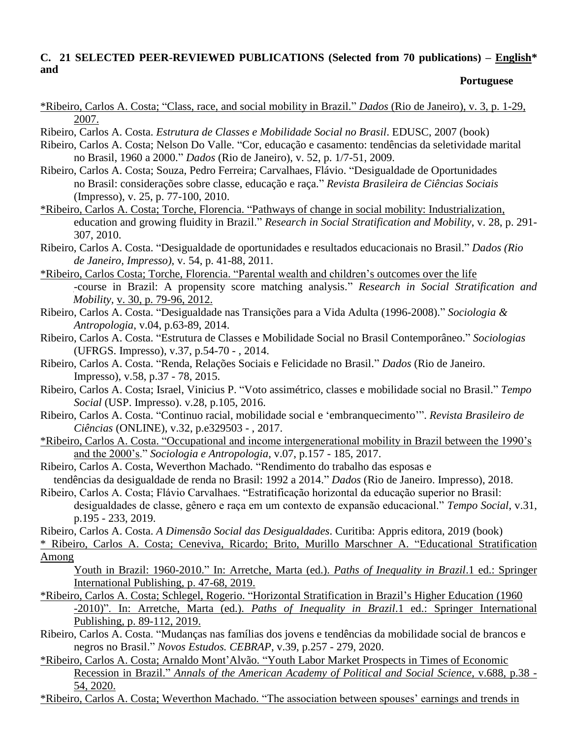**C. 21 SELECTED PEER-REVIEWED PUBLICATIONS (Selected from 70 publications) – English* and Portuguese**

*Ribeiro, Carlos A. Costa; "Class, race, and social mobility in Brazil." *Dados* (Rio de Janeiro), v. 3, p. 1-29, 2007.

Ribeiro, Carlos A. Costa. *Estrutura de Classes e Mobilidade Social no Brasil*. EDUSC, 2007 (book)

Ribeiro, Carlos A. Costa; Nelson Do Valle. "Cor, educação e casamento: tendências da seletividade marital no Brasil, 1960 a 2000." *Dados* (Rio de Janeiro), v. 52, p. 1/7-51, 2009.

Ribeiro, Carlos A. Costa; Souza, Pedro Ferreira; Carvalhaes, Flávio. "Desigualdade de Oportunidades no Brasil: considerações sobre classe, educação e raça." *Revista Brasileira de Ciências Sociais* (Impresso), v. 25, p. 77-100, 2010.

*Ribeiro, Carlos A. Costa; Torche, Florencia. "Pathways of change in social mobility: Industrialization, education and growing fluidity in Brazil." *Research in Social Stratification and Mobility*, v. 28, p. 291-307, 2010.

Ribeiro, Carlos A. Costa. "Desigualdade de oportunidades e resultados educacionais no Brasil." *Dados (Rio de Janeiro, Impresso)*, v. 54, p. 41-88, 2011.

*Ribeiro, Carlos Costa; Torche, Florencia. "Parental wealth and children's outcomes over the life -course in Brazil: A propensity score matching analysis." *Research in Social Stratification and Mobility*, v. 30, p. 79-96, 2012.

Ribeiro, Carlos A. Costa. "Desigualdade nas Transições para a Vida Adulta (1996-2008)." *Sociologia & Antropologia*, v.04, p.63-89, 2014.

Ribeiro, Carlos A. Costa. "Estrutura de Classes e Mobilidade Social no Brasil Contemporâneo." *Sociologias* (UFRGS. Impresso), v.37, p.54-70 - , 2014.

Ribeiro, Carlos A. Costa. "Renda, Relações Sociais e Felicidade no Brasil." *Dados* (Rio de Janeiro. Impresso), v.58, p.37 - 78, 2015.

Ribeiro, Carlos A. Costa; Israel, Vinicius P. "Voto assimétrico, classes e mobilidade social no Brasil." *Tempo Social* (USP. Impresso). v.28, p.105, 2016.

Ribeiro, Carlos A. Costa. "Continuo racial, mobilidade social e 'embranquecimento'". *Revista Brasileiro de Ciências* (ONLINE), v.32, p.e329503 - , 2017.

*Ribeiro, Carlos A. Costa. "Occupational and income intergenerational mobility in Brazil between the 1990's and the 2000's." *Sociologia e Antropologia*, v.07, p.157 - 185, 2017.

Ribeiro, Carlos A. Costa, Weverthon Machado. "Rendimento do trabalho das esposas e tendências da desigualdade de renda no Brasil: 1992 a 2014." *Dados* (Rio de Janeiro. Impresso), 2018.

Ribeiro, Carlos A. Costa; Flávio Carvalhaes. "Estratificação horizontal da educação superior no Brasil: desigualdades de classe, gênero e raça em um contexto de expansão educacional." *Tempo Social*, v.31, p.195 - 233, 2019.

Ribeiro, Carlos A. Costa. *A Dimensão Social das Desigualdades*. Curitiba: Appris editora, 2019 (book)

* Ribeiro, Carlos A. Costa; Ceneviva, Ricardo; Brito, Murillo Marschner A. "Educational Stratification Among Youth in Brazil: 1960-2010." In: Arretche, Marta (ed.). *Paths of Inequality in Brazil*.1 ed.: Springer International Publishing, p. 47-68, 2019.

*Ribeiro, Carlos A. Costa; Schlegel, Rogerio. "Horizontal Stratification in Brazil's Higher Education (1960 -2010)". In: Arretche, Marta (ed.). *Paths of Inequality in Brazil*.1 ed.: Springer International Publishing, p. 89-112, 2019.

Ribeiro, Carlos A. Costa. "Mudanças nas famílias dos jovens e tendências da mobilidade social de brancos e negros no Brasil." *Novos Estudos. CEBRAP*, v.39, p.257 - 279, 2020.

*Ribeiro, Carlos A. Costa; Arnaldo Mont'Alvão. "Youth Labor Market Prospects in Times of Economic Recession in Brazil." *Annals of the American Academy of Political and Social Science*, v.688, p.38 - 54, 2020.

*Ribeiro, Carlos A. Costa; Weverthon Machado. "The association between spouses' earnings and trends in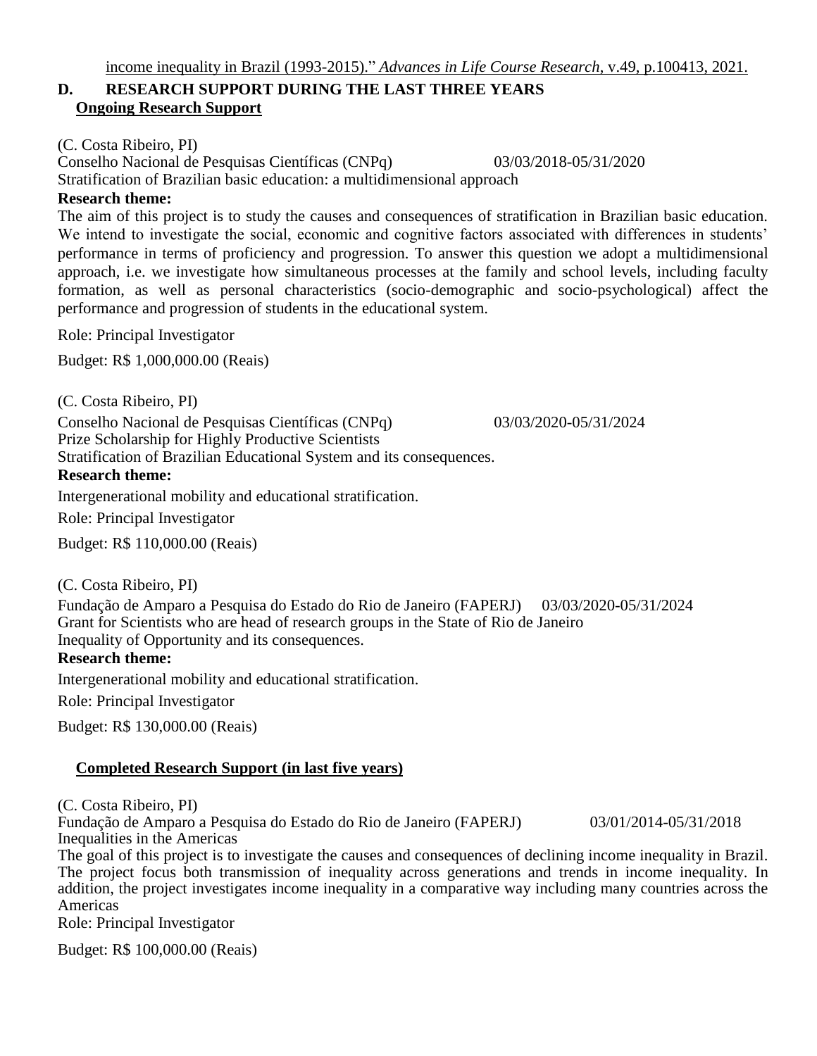income inequality in Brazil (1993-2015)." *Advances in Life Course Research*, v.49, p.100413, 2021.

## D. RESEARCH SUPPORT DURING THE LAST THREE YEARS

### Ongoing Research Support

(C. Costa Ribeiro, PI)
Conselho Nacional de Pesquisas Científicas (CNPq) 03/03/2018-05/31/2020
Stratification of Brazilian basic education: a multidimensional approach

**Research theme:**

The aim of this project is to study the causes and consequences of stratification in Brazilian basic education. We intend to investigate the social, economic and cognitive factors associated with differences in students' performance in terms of proficiency and progression. To answer this question we adopt a multidimensional approach, i.e. we investigate how simultaneous processes at the family and school levels, including faculty formation, as well as personal characteristics (socio-demographic and socio-psychological) affect the performance and progression of students in the educational system.

Role: Principal Investigator

Budget: R$ 1,000,000.00 (Reais)

(C. Costa Ribeiro, PI)
Conselho Nacional de Pesquisas Científicas (CNPq) 03/03/2020-05/31/2024
Prize Scholarship for Highly Productive Scientists
Stratification of Brazilian Educational System and its consequences.

**Research theme:**

Intergenerational mobility and educational stratification.

Role: Principal Investigator

Budget: R$ 110,000.00 (Reais)

(C. Costa Ribeiro, PI)
Fundação de Amparo a Pesquisa do Estado do Rio de Janeiro (FAPERJ) 03/03/2020-05/31/2024
Grant for Scientists who are head of research groups in the State of Rio de Janeiro
Inequality of Opportunity and its consequences.

**Research theme:**

Intergenerational mobility and educational stratification.

Role: Principal Investigator

Budget: R$ 130,000.00 (Reais)

### Completed Research Support (in last five years)

(C. Costa Ribeiro, PI)
Fundação de Amparo a Pesquisa do Estado do Rio de Janeiro (FAPERJ) 03/01/2014-05/31/2018
Inequalities in the Americas
The goal of this project is to investigate the causes and consequences of declining income inequality in Brazil. The project focus both transmission of inequality across generations and trends in income inequality. In addition, the project investigates income inequality in a comparative way including many countries across the Americas
Role: Principal Investigator

Budget: R$ 100,000.00 (Reais)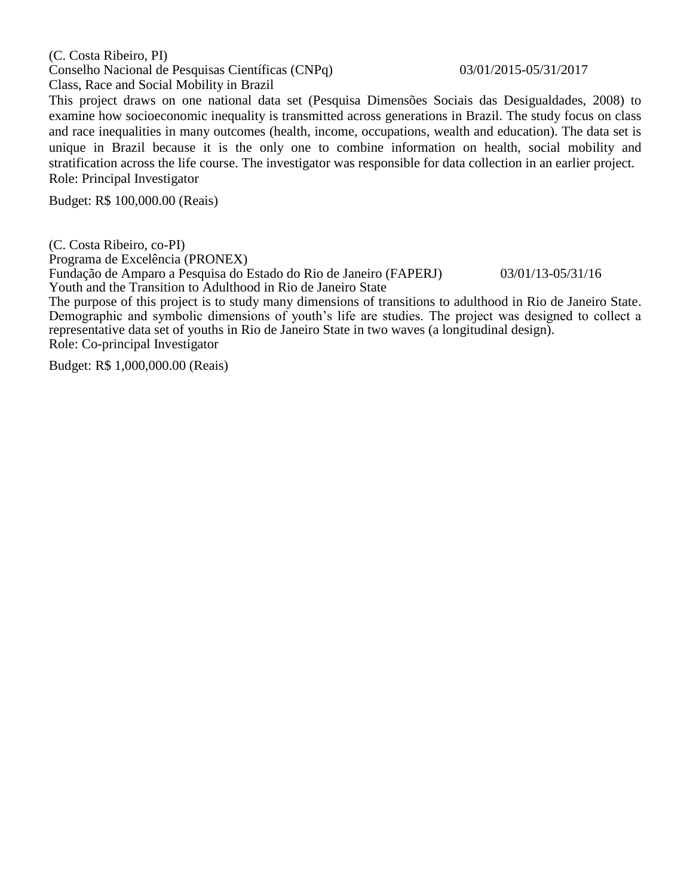(C. Costa Ribeiro, PI)
Conselho Nacional de Pesquisas Científicas (CNPq) 03/01/2015-05/31/2017
Class, Race and Social Mobility in Brazil
This project draws on one national data set (Pesquisa Dimensões Sociais das Desigualdades, 2008) to examine how socioeconomic inequality is transmitted across generations in Brazil. The study focus on class and race inequalities in many outcomes (health, income, occupations, wealth and education). The data set is unique in Brazil because it is the only one to combine information on health, social mobility and stratification across the life course. The investigator was responsible for data collection in an earlier project.
Role: Principal Investigator

Budget: R$ 100,000.00 (Reais)

(C. Costa Ribeiro, co-PI)
Programa de Excelência (PRONEX)
Fundação de Amparo a Pesquisa do Estado do Rio de Janeiro (FAPERJ) 03/01/13-05/31/16
Youth and the Transition to Adulthood in Rio de Janeiro State
The purpose of this project is to study many dimensions of transitions to adulthood in Rio de Janeiro State. Demographic and symbolic dimensions of youth's life are studies. The project was designed to collect a representative data set of youths in Rio de Janeiro State in two waves (a longitudinal design).
Role: Co-principal Investigator

Budget: R$ 1,000,000.00 (Reais)